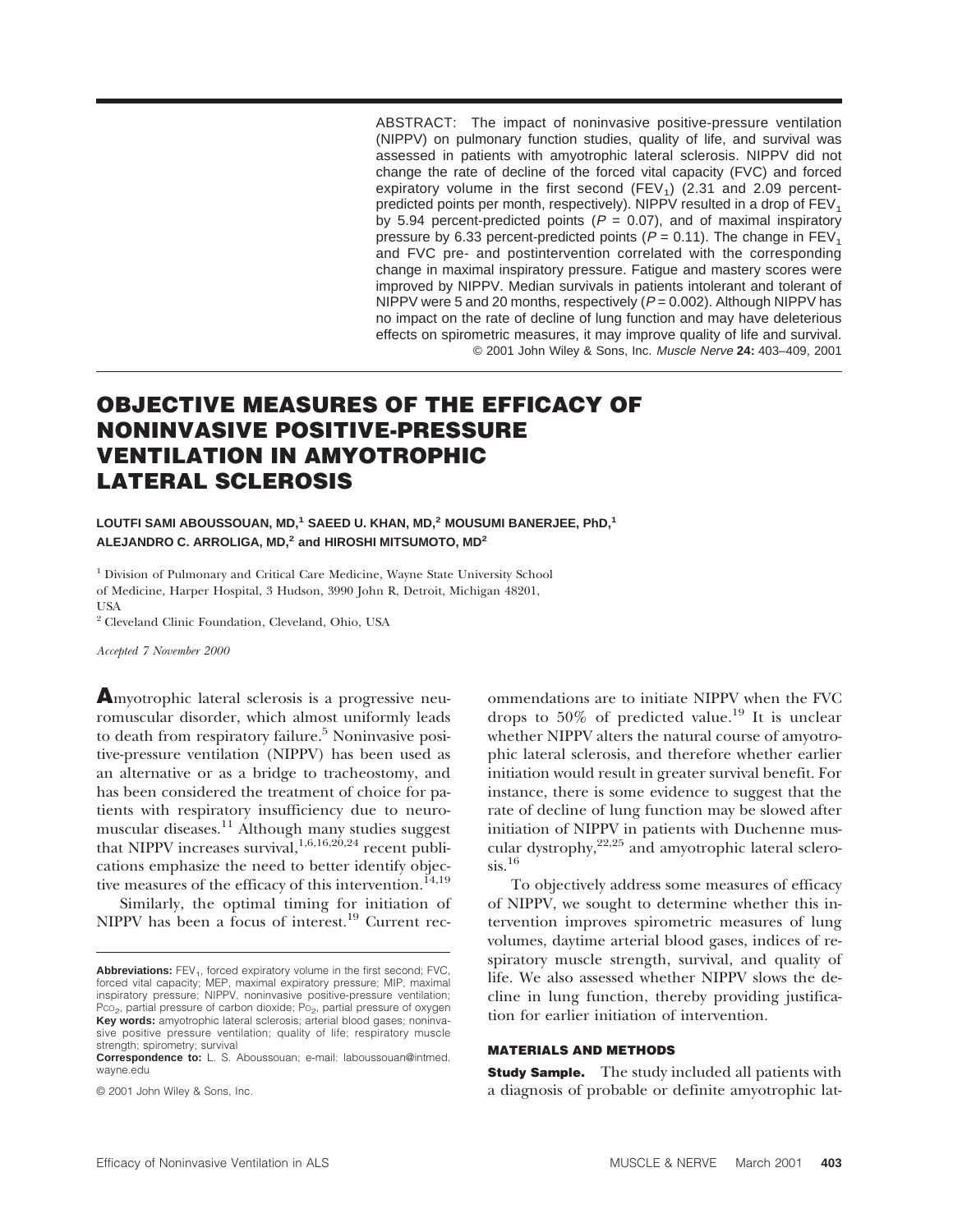ABSTRACT: The impact of noninvasive positive-pressure ventilation (NIPPV) on pulmonary function studies, quality of life, and survival was assessed in patients with amyotrophic lateral sclerosis. NIPPV did not change the rate of decline of the forced vital capacity (FVC) and forced expiratory volume in the first second ($FEV_1$) (2.31 and 2.09 percent-predicted points per month, respectively). NIPPV resulted in a drop of $FEV_1$ by 5.94 percent-predicted points ($P = 0.07$), and of maximal inspiratory pressure by 6.33 percent-predicted points ($P = 0.11$). The change in $FEV_1$ and FVC pre- and postintervention correlated with the corresponding change in maximal inspiratory pressure. Fatigue and mastery scores were improved by NIPPV. Median survivals in patients intolerant and tolerant of NIPPV were 5 and 20 months, respectively ($P = 0.002$). Although NIPPV has no impact on the rate of decline of lung function and may have deleterious effects on spirometric measures, it may improve quality of life and survival.

© 2001 John Wiley & Sons, Inc. *Muscle Nerve* **24:** 403–409, 2001

# OBJECTIVE MEASURES OF THE EFFICACY OF NONINVASIVE POSITIVE-PRESSURE VENTILATION IN AMYOTROPHIC LATERAL SCLEROSIS

**LOUTFI SAMI ABOUSSOUAN, MD,[1] SAEED U. KHAN, MD,[2] MOUSUMI BANERJEE, PhD,[1] ALEJANDRO C. ARROLIGA, MD,[2] and HIROSHI MITSUMOTO, MD[2]**

[1] Division of Pulmonary and Critical Care Medicine, Wayne State University School of Medicine, Harper Hospital, 3 Hudson, 3990 John R, Detroit, Michigan 48201, USA

[2] Cleveland Clinic Foundation, Cleveland, Ohio, USA

*Accepted 7 November 2000*

Amyotrophic lateral sclerosis is a progressive neuromuscular disorder, which almost uniformly leads to death from respiratory failure.[5] Noninvasive positive-pressure ventilation (NIPPV) has been used as an alternative or as a bridge to tracheostomy, and has been considered the treatment of choice for patients with respiratory insufficiency due to neuromuscular diseases.[11] Although many studies suggest that NIPPV increases survival,[1,6,16,20,24] recent publications emphasize the need to better identify objective measures of the efficacy of this intervention.[14,19]

Similarly, the optimal timing for initiation of NIPPV has been a focus of interest.[19] Current recommendations are to initiate NIPPV when the FVC drops to 50% of predicted value.[19] It is unclear whether NIPPV alters the natural course of amyotrophic lateral sclerosis, and therefore whether earlier initiation would result in greater survival benefit. For instance, there is some evidence to suggest that the rate of decline of lung function may be slowed after initiation of NIPPV in patients with Duchenne muscular dystrophy,[22,25] and amyotrophic lateral sclerosis.[16]

To objectively address some measures of efficacy of NIPPV, we sought to determine whether this intervention improves spirometric measures of lung volumes, daytime arterial blood gases, indices of respiratory muscle strength, survival, and quality of life. We also assessed whether NIPPV slows the decline in lung function, thereby providing justification for earlier initiation of intervention.

## MATERIALS AND METHODS

**Study Sample.** The study included all patients with a diagnosis of probable or definite amyotrophic lat-

**Abbreviations:** $FEV_1$, forced expiratory volume in the first second; FVC, forced vital capacity; MEP, maximal expiratory pressure; MIP, maximal inspiratory pressure; NIPPV, noninvasive positive-pressure ventilation; $P_{CO_2}$, partial pressure of carbon dioxide; $P_{O_2}$, partial pressure of oxygen

**Key words:** amyotrophic lateral sclerosis; arterial blood gases; noninvasive positive pressure ventilation; quality of life; respiratory muscle strength; spirometry; survival

**Correspondence to:** L. S. Aboussouan; e-mail: laboussouan@intmed.wayne.edu

© 2001 John Wiley & Sons, Inc.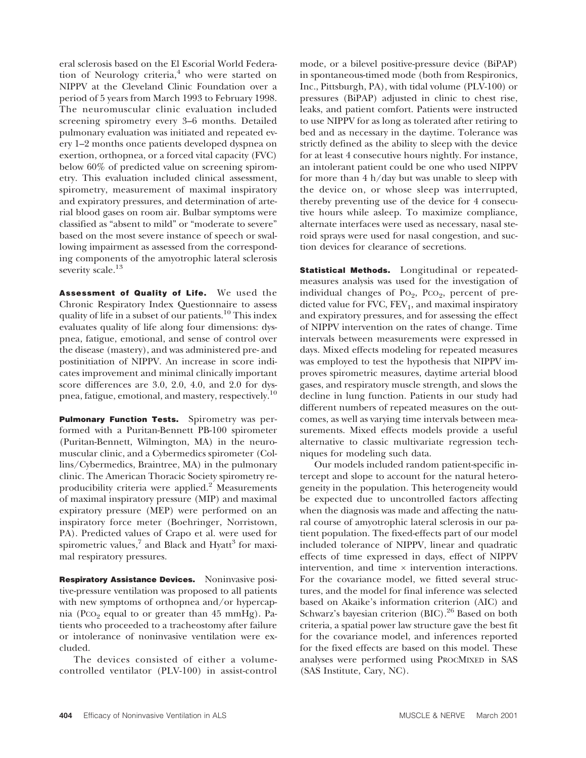eral sclerosis based on the El Escorial World Federation of Neurology criteria,[4] who were started on NIPPV at the Cleveland Clinic Foundation over a period of 5 years from March 1993 to February 1998. The neuromuscular clinic evaluation included screening spirometry every 3–6 months. Detailed pulmonary evaluation was initiated and repeated every 1–2 months once patients developed dyspnea on exertion, orthopnea, or a forced vital capacity (FVC) below 60% of predicted value on screening spirometry. This evaluation included clinical assessment, spirometry, measurement of maximal inspiratory and expiratory pressures, and determination of arterial blood gases on room air. Bulbar symptoms were classified as "absent to mild" or "moderate to severe" based on the most severe instance of speech or swallowing impairment as assessed from the corresponding components of the amyotrophic lateral sclerosis severity scale.[13]

**Assessment of Quality of Life.** We used the Chronic Respiratory Index Questionnaire to assess quality of life in a subset of our patients.[10] This index evaluates quality of life along four dimensions: dyspnea, fatigue, emotional, and sense of control over the disease (mastery), and was administered pre- and postinitiation of NIPPV. An increase in score indicates improvement and minimal clinically important score differences are 3.0, 2.0, 4.0, and 2.0 for dyspnea, fatigue, emotional, and mastery, respectively.[10]

**Pulmonary Function Tests.** Spirometry was performed with a Puritan-Bennett PB-100 spirometer (Puritan-Bennett, Wilmington, MA) in the neuromuscular clinic, and a Cybermedics spirometer (Collins/Cybermedics, Braintree, MA) in the pulmonary clinic. The American Thoracic Society spirometry reproducibility criteria were applied.[2] Measurements of maximal inspiratory pressure (MIP) and maximal expiratory pressure (MEP) were performed on an inspiratory force meter (Boehringer, Norristown, PA). Predicted values of Crapo et al. were used for spirometric values,[7] and Black and Hyatt[3] for maximal respiratory pressures.

**Respiratory Assistance Devices.** Noninvasive positive-pressure ventilation was proposed to all patients with new symptoms of orthopnea and/or hypercapnia ($P_{CO_2}$ equal to or greater than 45 mmHg). Patients who proceeded to a tracheostomy after failure or intolerance of noninvasive ventilation were excluded.

The devices consisted of either a volume-controlled ventilator (PLV-100) in assist-control mode, or a bilevel positive-pressure device (BiPAP) in spontaneous-timed mode (both from Respironics, Inc., Pittsburgh, PA), with tidal volume (PLV-100) or pressures (BiPAP) adjusted in clinic to chest rise, leaks, and patient comfort. Patients were instructed to use NIPPV for as long as tolerated after retiring to bed and as necessary in the daytime. Tolerance was strictly defined as the ability to sleep with the device for at least 4 consecutive hours nightly. For instance, an intolerant patient could be one who used NIPPV for more than 4 h/day but was unable to sleep with the device on, or whose sleep was interrupted, thereby preventing use of the device for 4 consecutive hours while asleep. To maximize compliance, alternate interfaces were used as necessary, nasal steroid sprays were used for nasal congestion, and suction devices for clearance of secretions.

**Statistical Methods.** Longitudinal or repeated-measures analysis was used for the investigation of individual changes of $P_{O_2}$, $P_{CO_2}$, percent of predicted value for FVC, $FEV_1$, and maximal inspiratory and expiratory pressures, and for assessing the effect of NIPPV intervention on the rates of change. Time intervals between measurements were expressed in days. Mixed effects modeling for repeated measures was employed to test the hypothesis that NIPPV improves spirometric measures, daytime arterial blood gases, and respiratory muscle strength, and slows the decline in lung function. Patients in our study had different numbers of repeated measures on the outcomes, as well as varying time intervals between measurements. Mixed effects models provide a useful alternative to classic multivariate regression techniques for modeling such data.

Our models included random patient-specific intercept and slope to account for the natural heterogeneity in the population. This heterogeneity would be expected due to uncontrolled factors affecting when the diagnosis was made and affecting the natural course of amyotrophic lateral sclerosis in our patient population. The fixed-effects part of our model included tolerance of NIPPV, linear and quadratic effects of time expressed in days, effect of NIPPV intervention, and time × intervention interactions. For the covariance model, we fitted several structures, and the model for final inference was selected based on Akaike's information criterion (AIC) and Schwarz's bayesian criterion (BIC).[26] Based on both criteria, a spatial power law structure gave the best fit for the covariance model, and inferences reported for the fixed effects are based on this model. These analyses were performed using PROCMIXED in SAS (SAS Institute, Cary, NC).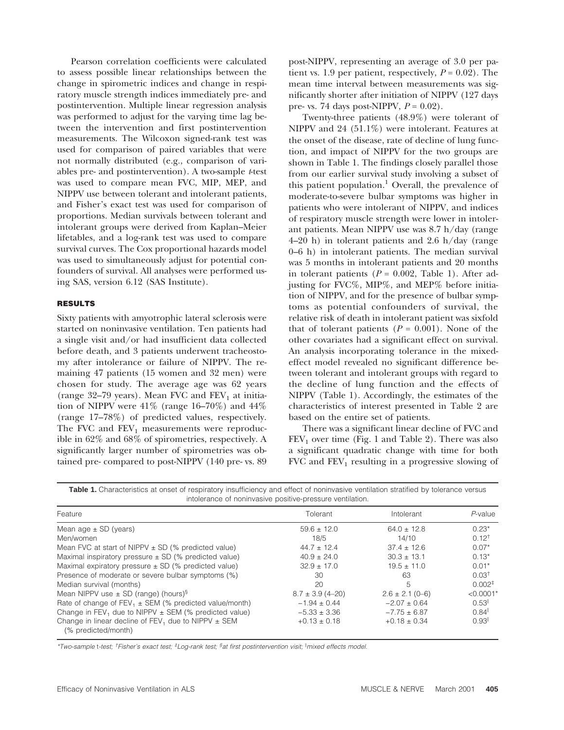Pearson correlation coefficients were calculated to assess possible linear relationships between the change in spirometric indices and change in respiratory muscle strength indices immediately pre- and postintervention. Multiple linear regression analysis was performed to adjust for the varying time lag between the intervention and first postintervention measurements. The Wilcoxon signed-rank test was used for comparison of paired variables that were not normally distributed (e.g., comparison of variables pre- and postintervention). A two-sample *t*-test was used to compare mean FVC, MIP, MEP, and NIPPV use between tolerant and intolerant patients, and Fisher's exact test was used for comparison of proportions. Median survivals between tolerant and intolerant groups were derived from Kaplan–Meier lifetables, and a log-rank test was used to compare survival curves. The Cox proportional hazards model was used to simultaneously adjust for potential confounders of survival. All analyses were performed using SAS, version 6.12 (SAS Institute).

## RESULTS

Sixty patients with amyotrophic lateral sclerosis were started on noninvasive ventilation. Ten patients had a single visit and/or had insufficient data collected before death, and 3 patients underwent tracheostomy after intolerance or failure of NIPPV. The remaining 47 patients (15 women and 32 men) were chosen for study. The average age was 62 years (range 32–79 years). Mean FVC and $FEV_1$ at initiation of NIPPV were 41% (range 16–70%) and 44% (range 17–78%) of predicted values, respectively. The FVC and $FEV_1$ measurements were reproducible in 62% and 68% of spirometries, respectively. A significantly larger number of spirometries was obtained pre- compared to post-NIPPV (140 pre- vs. 89 post-NIPPV, representing an average of 3.0 per patient vs. 1.9 per patient, respectively, $P = 0.02$). The mean time interval between measurements was significantly shorter after initiation of NIPPV (127 days pre- vs. 74 days post-NIPPV, $P = 0.02$).

Twenty-three patients (48.9%) were tolerant of NIPPV and 24 (51.1%) were intolerant. Features at the onset of the disease, rate of decline of lung function, and impact of NIPPV for the two groups are shown in Table 1. The findings closely parallel those from our earlier survival study involving a subset of this patient population.[1] Overall, the prevalence of moderate-to-severe bulbar symptoms was higher in patients who were intolerant of NIPPV, and indices of respiratory muscle strength were lower in intolerant patients. Mean NIPPV use was 8.7 h/day (range 4–20 h) in tolerant patients and 2.6 h/day (range 0–6 h) in intolerant patients. The median survival was 5 months in intolerant patients and 20 months in tolerant patients ($P = 0.002$, Table 1). After adjusting for FVC%, MIP%, and MEP% before initiation of NIPPV, and for the presence of bulbar symptoms as potential confounders of survival, the relative risk of death in intolerant patient was sixfold that of tolerant patients ($P = 0.001$). None of the other covariates had a significant effect on survival. An analysis incorporating tolerance in the mixed-effect model revealed no significant difference between tolerant and intolerant groups with regard to the decline of lung function and the effects of NIPPV (Table 1). Accordingly, the estimates of the characteristics of interest presented in Table 2 are based on the entire set of patients.

There was a significant linear decline of FVC and $FEV_1$ over time (Fig. 1 and Table 2). There was also a significant quadratic change with time for both FVC and $FEV_1$ resulting in a progressive slowing of

**Table 1.** Characteristics at onset of respiratory insufficiency and effect of noninvasive ventilation stratified by tolerance versus intolerance of noninvasive positive-pressure ventilation.

| Feature | Tolerant | Intolerant | *P*-value |
|---|---|---|---|
| Mean age ± SD (years) | 59.6 ± 12.0 | 64.0 ± 12.8 | 0.23* |
| Men/women | 18/5 | 14/10 | 0.12† |
| Mean FVC at start of NIPPV ± SD (% predicted value) | 44.7 ± 12.4 | 37.4 ± 12.6 | 0.07* |
| Maximal inspiratory pressure ± SD (% predicted value) | 40.9 ± 24.0 | 30.3 ± 13.1 | 0.13* |
| Maximal expiratory pressure ± SD (% predicted value) | 32.9 ± 17.0 | 19.5 ± 11.0 | 0.01* |
| Presence of moderate or severe bulbar symptoms (%) | 30 | 63 | 0.03† |
| Median survival (months) | 20 | 5 | 0.002‡ |
| Mean NIPPV use ± SD (range) (hours)§ | 8.7 ± 3.9 (4–20) | 2.6 ± 2.1 (0–6) | <0.0001* |
| Rate of change of $FEV_1$ ± SEM (% predicted value/month) | −1.94 ± 0.44 | −2.07 ± 0.64 | 0.53‖ |
| Change in $FEV_1$ due to NIPPV ± SEM (% predicted value) | −5.33 ± 3.36 | −7.75 ± 6.87 | 0.84‖ |
| Change in linear decline of $FEV_1$ due to NIPPV ± SEM (% predicted/month) | +0.13 ± 0.18 | +0.18 ± 0.34 | 0.93‖ |

*Two-sample t-test; †Fisher's exact test; ‡Log-rank test; §at first postintervention visit; ‖mixed effects model.*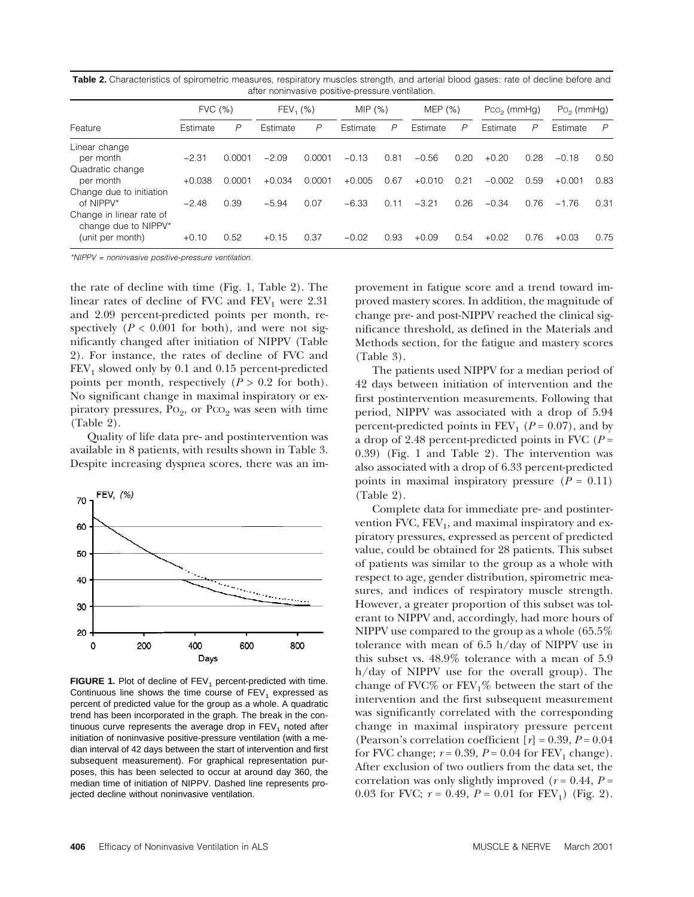**Table 2.** Characteristics of spirometric measures, respiratory muscles strength, and arterial blood gases: rate of decline before and after noninvasive positive-pressure ventilation.

| Feature | FVC (%) | | $FEV_1$ (%) | | MIP (%) | | MEP (%) | | $P_{CO_2}$ (mmHg) | | $P_{O_2}$ (mmHg) | |
|---|---|---|---|---|---|---|---|---|---|---|---|---|
| | Estimate | *P* | Estimate | *P* | Estimate | *P* | Estimate | *P* | Estimate | *P* | Estimate | *P* |
| Linear change per month | −2.31 | 0.0001 | −2.09 | 0.0001 | −0.13 | 0.81 | −0.56 | 0.20 | +0.20 | 0.28 | −0.18 | 0.50 |
| Quadratic change per month | +0.038 | 0.0001 | +0.034 | 0.0001 | +0.005 | 0.67 | +0.010 | 0.21 | −0.002 | 0.59 | +0.001 | 0.83 |
| Change due to initiation of NIPPV* | −2.48 | 0.39 | −5.94 | 0.07 | −6.33 | 0.11 | −3.21 | 0.26 | −0.34 | 0.76 | −1.76 | 0.31 |
| Change in linear rate of change due to NIPPV* (unit per month) | +0.10 | 0.52 | +0.15 | 0.37 | −0.02 | 0.93 | +0.09 | 0.54 | +0.02 | 0.76 | +0.03 | 0.75 |

*NIPPV = noninvasive positive-pressure ventilation.

the rate of decline with time (Fig. 1, Table 2). The linear rates of decline of FVC and $FEV_1$ were 2.31 and 2.09 percent-predicted points per month, respectively ($P < 0.001$ for both), and were not significantly changed after initiation of NIPPV (Table 2). For instance, the rates of decline of FVC and $FEV_1$ slowed only by 0.1 and 0.15 percent-predicted points per month, respectively ($P > 0.2$ for both). No significant change in maximal inspiratory or expiratory pressures, $P_{O_2}$, or $P_{CO_2}$ was seen with time (Table 2).

Quality of life data pre- and postintervention was available in 8 patients, with results shown in Table 3. Despite increasing dyspnea scores, there was an improvement in fatigue score and a trend toward improved mastery scores. In addition, the magnitude of change pre- and post-NIPPV reached the clinical significance threshold, as defined in the Materials and Methods section, for the fatigue and mastery scores (Table 3).

**FIGURE 1.** Plot of decline of $FEV_1$ percent-predicted with time. Continuous line shows the time course of $FEV_1$ expressed as percent of predicted value for the group as a whole. A quadratic trend has been incorporated in the graph. The break in the continuous curve represents the average drop in $FEV_1$ noted after initiation of noninvasive positive-pressure ventilation (with a median interval of 42 days between the start of intervention and first subsequent measurement). For graphical representation purposes, this has been selected to occur at around day 360, the median time of initiation of NIPPV. Dashed line represents projected decline without noninvasive ventilation.

The patients used NIPPV for a median period of 42 days between initiation of intervention and the first postintervention measurements. Following that period, NIPPV was associated with a drop of 5.94 percent-predicted points in $FEV_1$ ($P = 0.07$), and by a drop of 2.48 percent-predicted points in FVC ($P = 0.39$) (Fig. 1 and Table 2). The intervention was also associated with a drop of 6.33 percent-predicted points in maximal inspiratory pressure ($P = 0.11$) (Table 2).

Complete data for immediate pre- and postintervention FVC, $FEV_1$, and maximal inspiratory and expiratory pressures, expressed as percent of predicted value, could be obtained for 28 patients. This subset of patients was similar to the group as a whole with respect to age, gender distribution, spirometric measures, and indices of respiratory muscle strength. However, a greater proportion of this subset was tolerant to NIPPV and, accordingly, had more hours of NIPPV use compared to the group as a whole (65.5% tolerance with mean of 6.5 h/day of NIPPV use in this subset vs. 48.9% tolerance with a mean of 5.9 h/day of NIPPV use for the overall group). The change of FVC% or $FEV_1$% between the start of the intervention and the first subsequent measurement was significantly correlated with the corresponding change in maximal inspiratory pressure percent (Pearson's correlation coefficient [$r$] = 0.39, $P = 0.04$ for FVC change; $r = 0.39$, $P = 0.04$ for $FEV_1$ change). After exclusion of two outliers from the data set, the correlation was only slightly improved ($r = 0.44$, $P = 0.03$ for FVC; $r = 0.49$, $P = 0.01$ for $FEV_1$) (Fig. 2).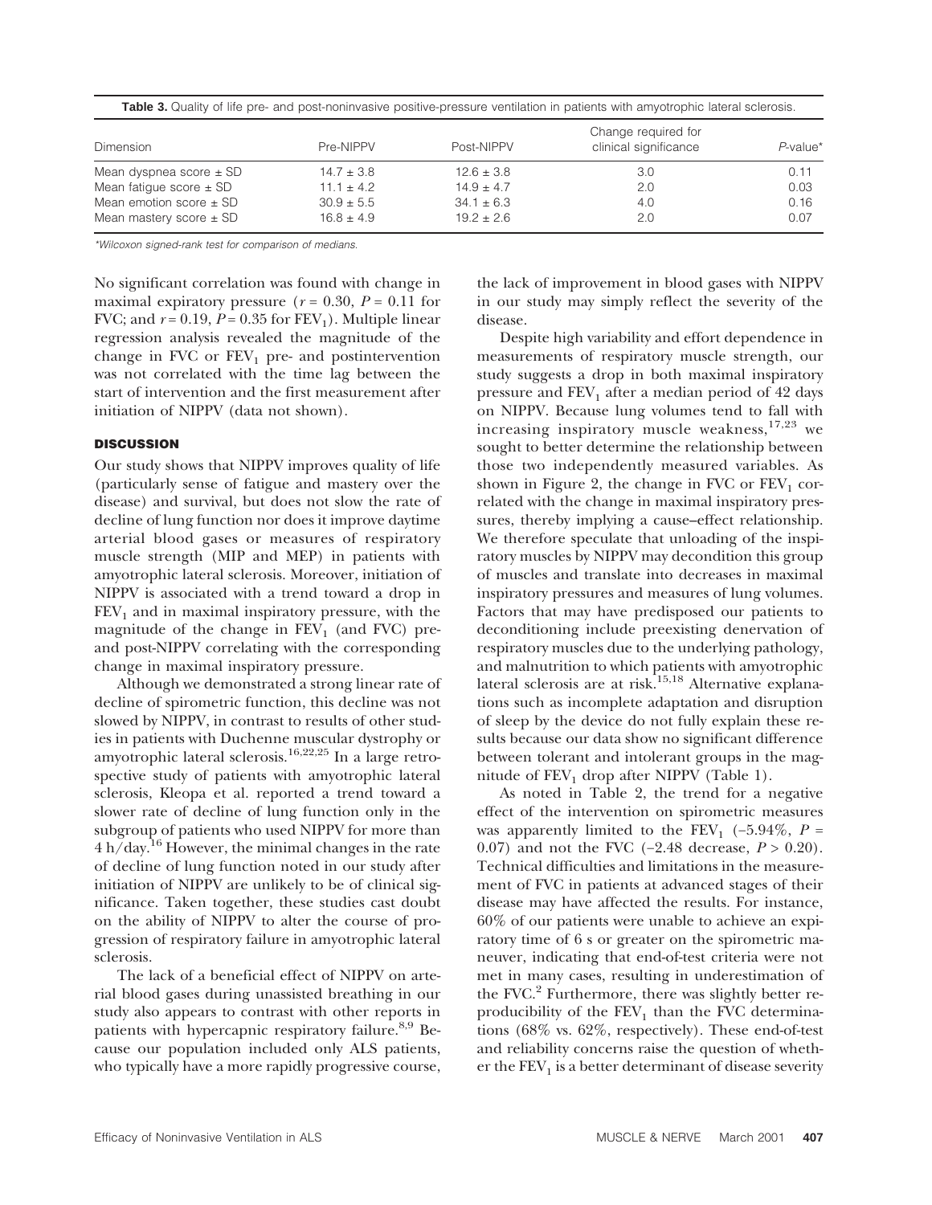**Table 3.** Quality of life pre- and post-noninvasive positive-pressure ventilation in patients with amyotrophic lateral sclerosis.

| Dimension | Pre-NIPPV | Post-NIPPV | Change required for clinical significance | *P*-value* |
|---|---|---|---|---|
| Mean dyspnea score ± SD | 14.7 ± 3.8 | 12.6 ± 3.8 | 3.0 | 0.11 |
| Mean fatigue score ± SD | 11.1 ± 4.2 | 14.9 ± 4.7 | 2.0 | 0.03 |
| Mean emotion score ± SD | 30.9 ± 5.5 | 34.1 ± 6.3 | 4.0 | 0.16 |
| Mean mastery score ± SD | 16.8 ± 4.9 | 19.2 ± 2.6 | 2.0 | 0.07 |

*Wilcoxon signed-rank test for comparison of medians.

No significant correlation was found with change in maximal expiratory pressure ($r = 0.30$, $P = 0.11$ for FVC; and $r = 0.19$, $P = 0.35$ for $FEV_1$). Multiple linear regression analysis revealed the magnitude of the change in FVC or $FEV_1$ pre- and postintervention was not correlated with the time lag between the start of intervention and the first measurement after initiation of NIPPV (data not shown).

## DISCUSSION

Our study shows that NIPPV improves quality of life (particularly sense of fatigue and mastery over the disease) and survival, but does not slow the rate of decline of lung function nor does it improve daytime arterial blood gases or measures of respiratory muscle strength (MIP and MEP) in patients with amyotrophic lateral sclerosis. Moreover, initiation of NIPPV is associated with a trend toward a drop in $FEV_1$ and in maximal inspiratory pressure, with the magnitude of the change in $FEV_1$ (and FVC) pre- and post-NIPPV correlating with the corresponding change in maximal inspiratory pressure.

Although we demonstrated a strong linear rate of decline of spirometric function, this decline was not slowed by NIPPV, in contrast to results of other studies in patients with Duchenne muscular dystrophy or amyotrophic lateral sclerosis.[16,22,25] In a large retrospective study of patients with amyotrophic lateral sclerosis, Kleopa et al. reported a trend toward a slower rate of decline of lung function only in the subgroup of patients who used NIPPV for more than 4 h/day.[16] However, the minimal changes in the rate of decline of lung function noted in our study after initiation of NIPPV are unlikely to be of clinical significance. Taken together, these studies cast doubt on the ability of NIPPV to alter the course of progression of respiratory failure in amyotrophic lateral sclerosis.

The lack of a beneficial effect of NIPPV on arterial blood gases during unassisted breathing in our study also appears to contrast with other reports in patients with hypercapnic respiratory failure.[8,9] Because our population included only ALS patients, who typically have a more rapidly progressive course, the lack of improvement in blood gases with NIPPV in our study may simply reflect the severity of the disease.

Despite high variability and effort dependence in measurements of respiratory muscle strength, our study suggests a drop in both maximal inspiratory pressure and $FEV_1$ after a median period of 42 days on NIPPV. Because lung volumes tend to fall with increasing inspiratory muscle weakness,[17,23] we sought to better determine the relationship between those two independently measured variables. As shown in Figure 2, the change in FVC or $FEV_1$ correlated with the change in maximal inspiratory pressures, thereby implying a cause–effect relationship. We therefore speculate that unloading of the inspiratory muscles by NIPPV may decondition this group of muscles and translate into decreases in maximal inspiratory pressures and measures of lung volumes. Factors that may have predisposed our patients to deconditioning include preexisting denervation of respiratory muscles due to the underlying pathology, and malnutrition to which patients with amyotrophic lateral sclerosis are at risk.[15,18] Alternative explanations such as incomplete adaptation and disruption of sleep by the device do not fully explain these results because our data show no significant difference between tolerant and intolerant groups in the magnitude of $FEV_1$ drop after NIPPV (Table 1).

As noted in Table 2, the trend for a negative effect of the intervention on spirometric measures was apparently limited to the $FEV_1$ (−5.94%, $P = 0.07$) and not the FVC (−2.48 decrease, $P > 0.20$). Technical difficulties and limitations in the measurement of FVC in patients at advanced stages of their disease may have affected the results. For instance, 60% of our patients were unable to achieve an expiratory time of 6 s or greater on the spirometric maneuver, indicating that end-of-test criteria were not met in many cases, resulting in underestimation of the FVC.[2] Furthermore, there was slightly better reproducibility of the $FEV_1$ than the FVC determinations (68% vs. 62%, respectively). These end-of-test and reliability concerns raise the question of whether the $FEV_1$ is a better determinant of disease severity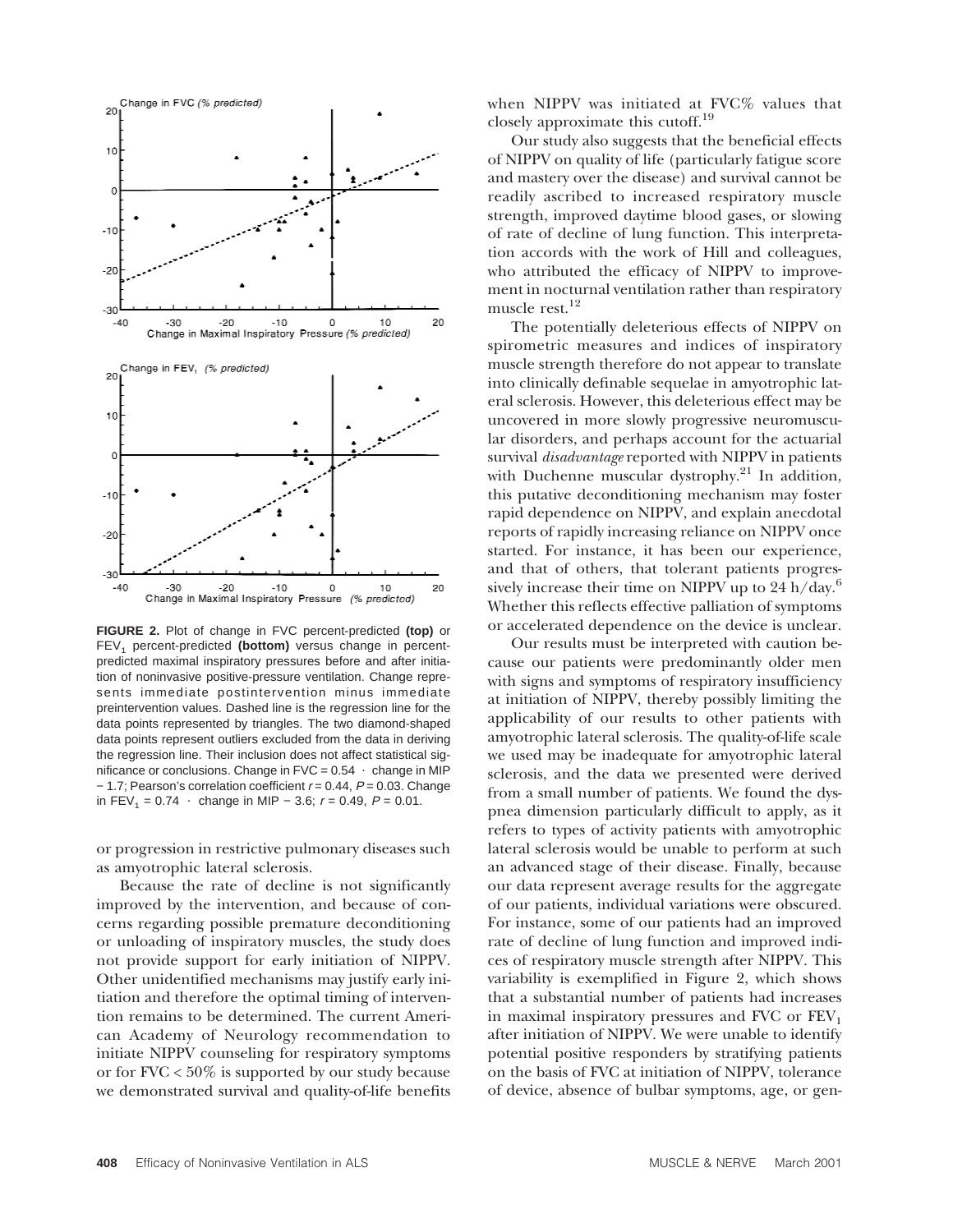**FIGURE 2.** Plot of change in FVC percent-predicted **(top)** or $FEV_1$ percent-predicted **(bottom)** versus change in percent-predicted maximal inspiratory pressures before and after initiation of noninvasive positive-pressure ventilation. Change represents immediate postintervention minus immediate preintervention values. Dashed line is the regression line for the data points represented by triangles. The two diamond-shaped data points represent outliers excluded from the data in deriving the regression line. Their inclusion does not affect statistical significance or conclusions. Change in FVC = 0.54 · change in MIP − 1.7; Pearson's correlation coefficient $r = 0.44$, $P = 0.03$. Change in $FEV_1$ = 0.74 · change in MIP − 3.6; $r = 0.49$, $P = 0.01$.

or progression in restrictive pulmonary diseases such as amyotrophic lateral sclerosis.

Because the rate of decline is not significantly improved by the intervention, and because of concerns regarding possible premature deconditioning or unloading of inspiratory muscles, the study does not provide support for early initiation of NIPPV. Other unidentified mechanisms may justify early initiation and therefore the optimal timing of intervention remains to be determined. The current American Academy of Neurology recommendation to initiate NIPPV counseling for respiratory symptoms or for FVC < 50% is supported by our study because we demonstrated survival and quality-of-life benefits when NIPPV was initiated at FVC% values that closely approximate this cutoff.[19]

Our study also suggests that the beneficial effects of NIPPV on quality of life (particularly fatigue score and mastery over the disease) and survival cannot be readily ascribed to increased respiratory muscle strength, improved daytime blood gases, or slowing of rate of decline of lung function. This interpretation accords with the work of Hill and colleagues, who attributed the efficacy of NIPPV to improvement in nocturnal ventilation rather than respiratory muscle rest.[12]

The potentially deleterious effects of NIPPV on spirometric measures and indices of inspiratory muscle strength therefore do not appear to translate into clinically definable sequelae in amyotrophic lateral sclerosis. However, this deleterious effect may be uncovered in more slowly progressive neuromuscular disorders, and perhaps account for the actuarial survival *disadvantage* reported with NIPPV in patients with Duchenne muscular dystrophy.[21] In addition, this putative deconditioning mechanism may foster rapid dependence on NIPPV, and explain anecdotal reports of rapidly increasing reliance on NIPPV once started. For instance, it has been our experience, and that of others, that tolerant patients progressively increase their time on NIPPV up to 24 h/day.[6] Whether this reflects effective palliation of symptoms or accelerated dependence on the device is unclear.

Our results must be interpreted with caution because our patients were predominantly older men with signs and symptoms of respiratory insufficiency at initiation of NIPPV, thereby possibly limiting the applicability of our results to other patients with amyotrophic lateral sclerosis. The quality-of-life scale we used may be inadequate for amyotrophic lateral sclerosis, and the data we presented were derived from a small number of patients. We found the dyspnea dimension particularly difficult to apply, as it refers to types of activity patients with amyotrophic lateral sclerosis would be unable to perform at such an advanced stage of their disease. Finally, because our data represent average results for the aggregate of our patients, individual variations were obscured. For instance, some of our patients had an improved rate of decline of lung function and improved indices of respiratory muscle strength after NIPPV. This variability is exemplified in Figure 2, which shows that a substantial number of patients had increases in maximal inspiratory pressures and FVC or $FEV_1$ after initiation of NIPPV. We were unable to identify potential positive responders by stratifying patients on the basis of FVC at initiation of NIPPV, tolerance of device, absence of bulbar symptoms, age, or gen-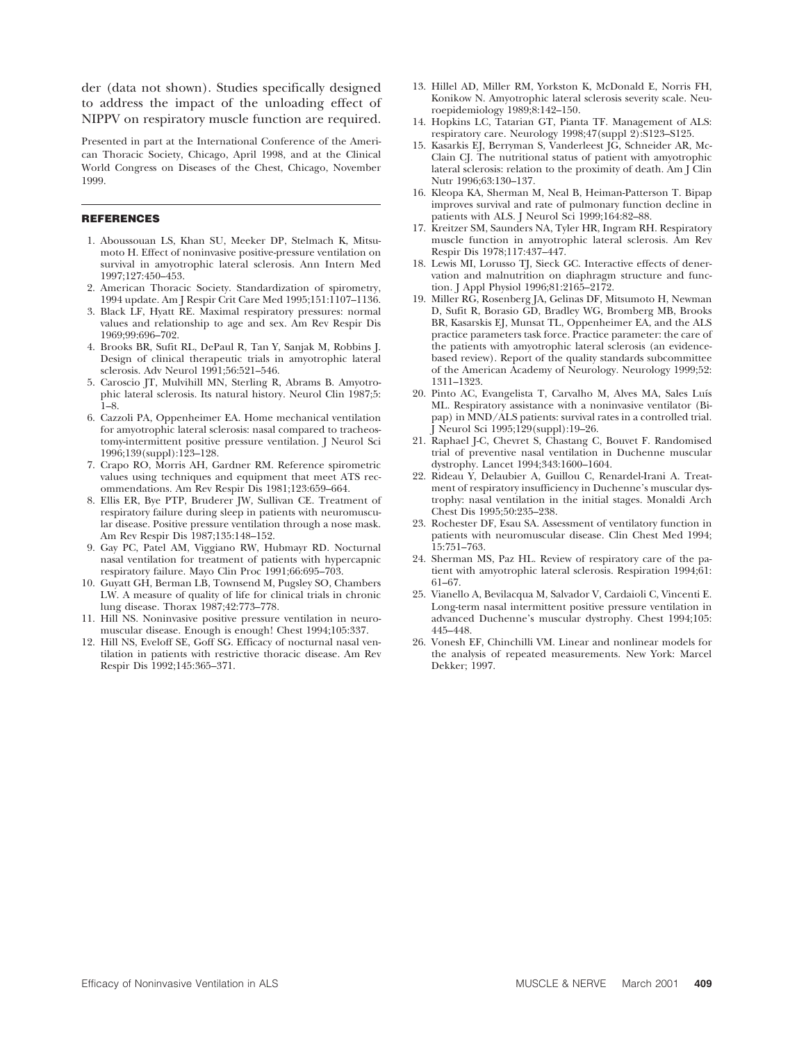der (data not shown). Studies specifically designed to address the impact of the unloading effect of NIPPV on respiratory muscle function are required.

Presented in part at the International Conference of the American Thoracic Society, Chicago, April 1998, and at the Clinical World Congress on Diseases of the Chest, Chicago, November 1999.

## REFERENCES

1. Aboussouan LS, Khan SU, Meeker DP, Stelmach K, Mitsumoto H. Effect of noninvasive positive-pressure ventilation on survival in amyotrophic lateral sclerosis. Ann Intern Med 1997;127:450–453.
2. American Thoracic Society. Standardization of spirometry, 1994 update. Am J Respir Crit Care Med 1995;151:1107–1136.
3. Black LF, Hyatt RE. Maximal respiratory pressures: normal values and relationship to age and sex. Am Rev Respir Dis 1969;99:696–702.
4. Brooks BR, Sufit RL, DePaul R, Tan Y, Sanjak M, Robbins J. Design of clinical therapeutic trials in amyotrophic lateral sclerosis. Adv Neurol 1991;56:521–546.
5. Caroscio JT, Mulvihill MN, Sterling R, Abrams B. Amyotrophic lateral sclerosis. Its natural history. Neurol Clin 1987;5:1–8.
6. Cazzoli PA, Oppenheimer EA. Home mechanical ventilation for amyotrophic lateral sclerosis: nasal compared to tracheostomy-intermittent positive pressure ventilation. J Neurol Sci 1996;139(suppl):123–128.
7. Crapo RO, Morris AH, Gardner RM. Reference spirometric values using techniques and equipment that meet ATS recommendations. Am Rev Respir Dis 1981;123:659–664.
8. Ellis ER, Bye PTP, Bruderer JW, Sullivan CE. Treatment of respiratory failure during sleep in patients with neuromuscular disease. Positive pressure ventilation through a nose mask. Am Rev Respir Dis 1987;135:148–152.
9. Gay PC, Patel AM, Viggiano RW, Hubmayr RD. Nocturnal nasal ventilation for treatment of patients with hypercapnic respiratory failure. Mayo Clin Proc 1991;66:695–703.
10. Guyatt GH, Berman LB, Townsend M, Pugsley SO, Chambers LW. A measure of quality of life for clinical trials in chronic lung disease. Thorax 1987;42:773–778.
11. Hill NS. Noninvasive positive pressure ventilation in neuromuscular disease. Enough is enough! Chest 1994;105:337.
12. Hill NS, Eveloff SE, Goff SG. Efficacy of nocturnal nasal ventilation in patients with restrictive thoracic disease. Am Rev Respir Dis 1992;145:365–371.
13. Hillel AD, Miller RM, Yorkston K, McDonald E, Norris FH, Konikow N. Amyotrophic lateral sclerosis severity scale. Neuroepidemiology 1989;8:142–150.
14. Hopkins LC, Tatarian GT, Pianta TF. Management of ALS: respiratory care. Neurology 1998;47(suppl 2):S123–S125.
15. Kasarkis EJ, Berryman S, Vanderleest JG, Schneider AR, McClain CJ. The nutritional status of patient with amyotrophic lateral sclerosis: relation to the proximity of death. Am J Clin Nutr 1996;63:130–137.
16. Kleopa KA, Sherman M, Neal B, Heiman-Patterson T. Bipap improves survival and rate of pulmonary function decline in patients with ALS. J Neurol Sci 1999;164:82–88.
17. Kreitzer SM, Saunders NA, Tyler HR, Ingram RH. Respiratory muscle function in amyotrophic lateral sclerosis. Am Rev Respir Dis 1978;117:437–447.
18. Lewis MI, Lorusso TJ, Sieck GC. Interactive effects of denervation and malnutrition on diaphragm structure and function. J Appl Physiol 1996;81:2165–2172.
19. Miller RG, Rosenberg JA, Gelinas DF, Mitsumoto H, Newman D, Sufit R, Borasio GD, Bradley WG, Bromberg MB, Brooks BR, Kasarskis EJ, Munsat TL, Oppenheimer EA, and the ALS practice parameters task force. Practice parameter: the care of the patients with amyotrophic lateral sclerosis (an evidence-based review). Report of the quality standards subcommittee of the American Academy of Neurology. Neurology 1999;52:1311–1323.
20. Pinto AC, Evangelista T, Carvalho M, Alves MA, Sales Luís ML. Respiratory assistance with a noninvasive ventilator (Bipap) in MND/ALS patients: survival rates in a controlled trial. J Neurol Sci 1995;129(suppl):19–26.
21. Raphael J-C, Chevret S, Chastang C, Bouvet F. Randomised trial of preventive nasal ventilation in Duchenne muscular dystrophy. Lancet 1994;343:1600–1604.
22. Rideau Y, Delaubier A, Guillou C, Renardel-Irani A. Treatment of respiratory insufficiency in Duchenne's muscular dystrophy: nasal ventilation in the initial stages. Monaldi Arch Chest Dis 1995;50:235–238.
23. Rochester DF, Esau SA. Assessment of ventilatory function in patients with neuromuscular disease. Clin Chest Med 1994;15:751–763.
24. Sherman MS, Paz HL. Review of respiratory care of the patient with amyotrophic lateral sclerosis. Respiration 1994;61:61–67.
25. Vianello A, Bevilacqua M, Salvador V, Cardaioli C, Vincenti E. Long-term nasal intermittent positive pressure ventilation in advanced Duchenne's muscular dystrophy. Chest 1994;105:445–448.
26. Vonesh EF, Chinchilli VM. Linear and nonlinear models for the analysis of repeated measurements. New York: Marcel Dekker; 1997.